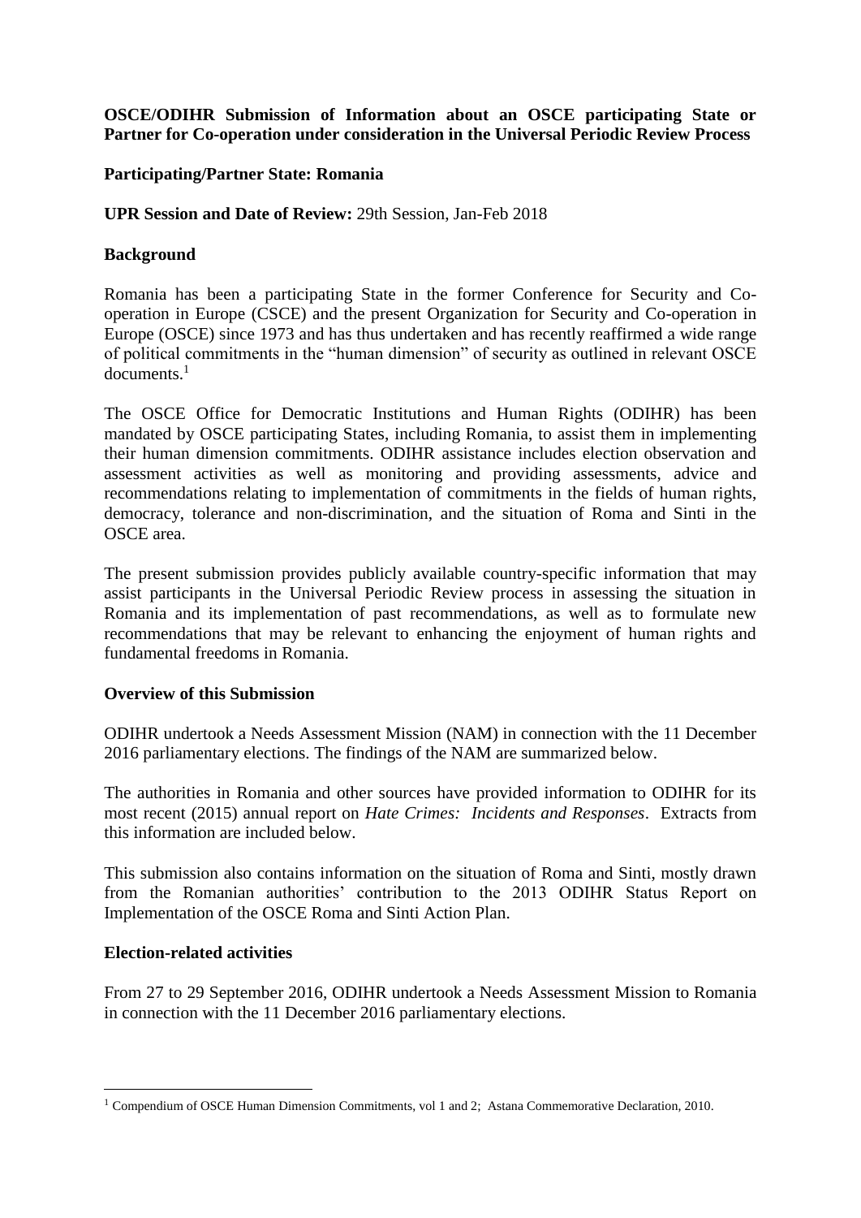**OSCE/ODIHR Submission of Information about an OSCE participating State or Partner for Co-operation under consideration in the Universal Periodic Review Process**

**Participating/Partner State: Romania**

**UPR Session and Date of Review:** 29th Session, Jan-Feb 2018

**Background**

Romania has been a participating State in the former Conference for Security and Co-operation in Europe (CSCE) and the present Organization for Security and Co-operation in Europe (OSCE) since 1973 and has thus undertaken and has recently reaffirmed a wide range of political commitments in the "human dimension" of security as outlined in relevant OSCE documents.[1]

The OSCE Office for Democratic Institutions and Human Rights (ODIHR) has been mandated by OSCE participating States, including Romania, to assist them in implementing their human dimension commitments. ODIHR assistance includes election observation and assessment activities as well as monitoring and providing assessments, advice and recommendations relating to implementation of commitments in the fields of human rights, democracy, tolerance and non-discrimination, and the situation of Roma and Sinti in the OSCE area.

The present submission provides publicly available country-specific information that may assist participants in the Universal Periodic Review process in assessing the situation in Romania and its implementation of past recommendations, as well as to formulate new recommendations that may be relevant to enhancing the enjoyment of human rights and fundamental freedoms in Romania.

**Overview of this Submission**

ODIHR undertook a Needs Assessment Mission (NAM) in connection with the 11 December 2016 parliamentary elections. The findings of the NAM are summarized below.

The authorities in Romania and other sources have provided information to ODIHR for its most recent (2015) annual report on *Hate Crimes: Incidents and Responses*. Extracts from this information are included below.

This submission also contains information on the situation of Roma and Sinti, mostly drawn from the Romanian authorities' contribution to the 2013 ODIHR Status Report on Implementation of the OSCE Roma and Sinti Action Plan.

**Election-related activities**

From 27 to 29 September 2016, ODIHR undertook a Needs Assessment Mission to Romania in connection with the 11 December 2016 parliamentary elections.

---

[1] Compendium of OSCE Human Dimension Commitments, vol 1 and 2; Astana Commemorative Declaration, 2010.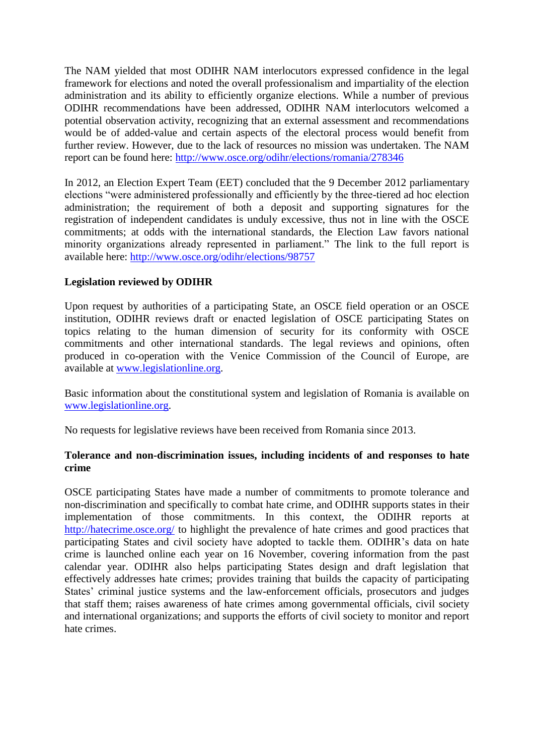The NAM yielded that most ODIHR NAM interlocutors expressed confidence in the legal framework for elections and noted the overall professionalism and impartiality of the election administration and its ability to efficiently organize elections. While a number of previous ODIHR recommendations have been addressed, ODIHR NAM interlocutors welcomed a potential observation activity, recognizing that an external assessment and recommendations would be of added-value and certain aspects of the electoral process would benefit from further review. However, due to the lack of resources no mission was undertaken. The NAM report can be found here: http://www.osce.org/odihr/elections/romania/278346

In 2012, an Election Expert Team (EET) concluded that the 9 December 2012 parliamentary elections "were administered professionally and efficiently by the three-tiered ad hoc election administration; the requirement of both a deposit and supporting signatures for the registration of independent candidates is unduly excessive, thus not in line with the OSCE commitments; at odds with the international standards, the Election Law favors national minority organizations already represented in parliament." The link to the full report is available here: http://www.osce.org/odihr/elections/98757

**Legislation reviewed by ODIHR**

Upon request by authorities of a participating State, an OSCE field operation or an OSCE institution, ODIHR reviews draft or enacted legislation of OSCE participating States on topics relating to the human dimension of security for its conformity with OSCE commitments and other international standards. The legal reviews and opinions, often produced in co-operation with the Venice Commission of the Council of Europe, are available at www.legislationline.org.

Basic information about the constitutional system and legislation of Romania is available on www.legislationline.org.

No requests for legislative reviews have been received from Romania since 2013.

**Tolerance and non-discrimination issues, including incidents of and responses to hate crime**

OSCE participating States have made a number of commitments to promote tolerance and non-discrimination and specifically to combat hate crime, and ODIHR supports states in their implementation of those commitments. In this context, the ODIHR reports at http://hatecrime.osce.org/ to highlight the prevalence of hate crimes and good practices that participating States and civil society have adopted to tackle them. ODIHR's data on hate crime is launched online each year on 16 November, covering information from the past calendar year. ODIHR also helps participating States design and draft legislation that effectively addresses hate crimes; provides training that builds the capacity of participating States' criminal justice systems and the law-enforcement officials, prosecutors and judges that staff them; raises awareness of hate crimes among governmental officials, civil society and international organizations; and supports the efforts of civil society to monitor and report hate crimes.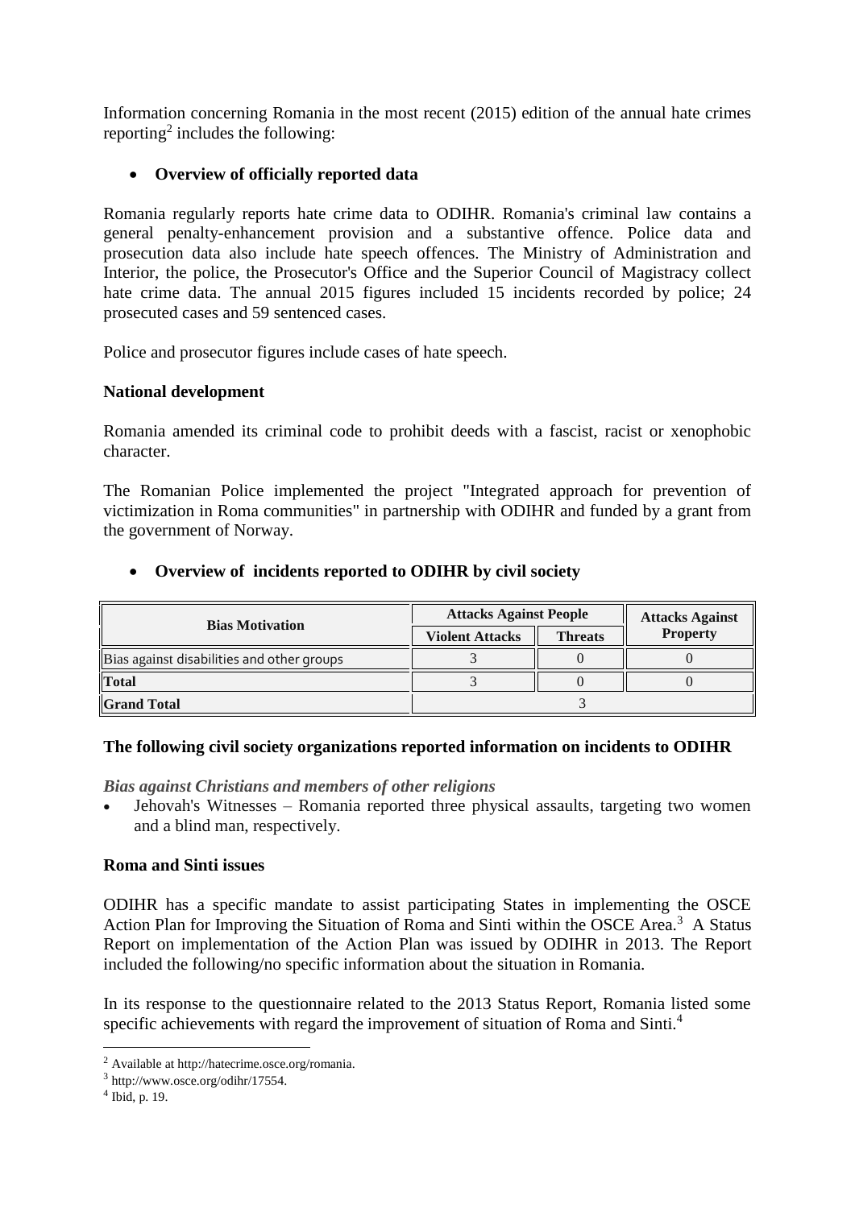Information concerning Romania in the most recent (2015) edition of the annual hate crimes reporting[2] includes the following:

- **Overview of officially reported data**

Romania regularly reports hate crime data to ODIHR. Romania's criminal law contains a general penalty-enhancement provision and a substantive offence. Police data and prosecution data also include hate speech offences. The Ministry of Administration and Interior, the police, the Prosecutor's Office and the Superior Council of Magistracy collect hate crime data. The annual 2015 figures included 15 incidents recorded by police; 24 prosecuted cases and 59 sentenced cases.

Police and prosecutor figures include cases of hate speech.

**National development**

Romania amended its criminal code to prohibit deeds with a fascist, racist or xenophobic character.

The Romanian Police implemented the project "Integrated approach for prevention of victimization in Roma communities" in partnership with ODIHR and funded by a grant from the government of Norway.

- **Overview of incidents reported to ODIHR by civil society**

| Bias Motivation | Attacks Against People | | Attacks Against Property |
|---|---|---|---|
| | Violent Attacks | Threats | |
| Bias against disabilities and other groups | 3 | 0 | 0 |
| **Total** | 3 | 0 | 0 |
| **Grand Total** | 3 | | |

**The following civil society organizations reported information on incidents to ODIHR**

***Bias against Christians and members of other religions***

- Jehovah's Witnesses – Romania reported three physical assaults, targeting two women and a blind man, respectively.

**Roma and Sinti issues**

ODIHR has a specific mandate to assist participating States in implementing the OSCE Action Plan for Improving the Situation of Roma and Sinti within the OSCE Area.[3] A Status Report on implementation of the Action Plan was issued by ODIHR in 2013. The Report included the following/no specific information about the situation in Romania.

In its response to the questionnaire related to the 2013 Status Report, Romania listed some specific achievements with regard the improvement of situation of Roma and Sinti.[4]

---

[2] Available at http://hatecrime.osce.org/romania.

[3] http://www.osce.org/odihr/17554.

[4] Ibid, p. 19.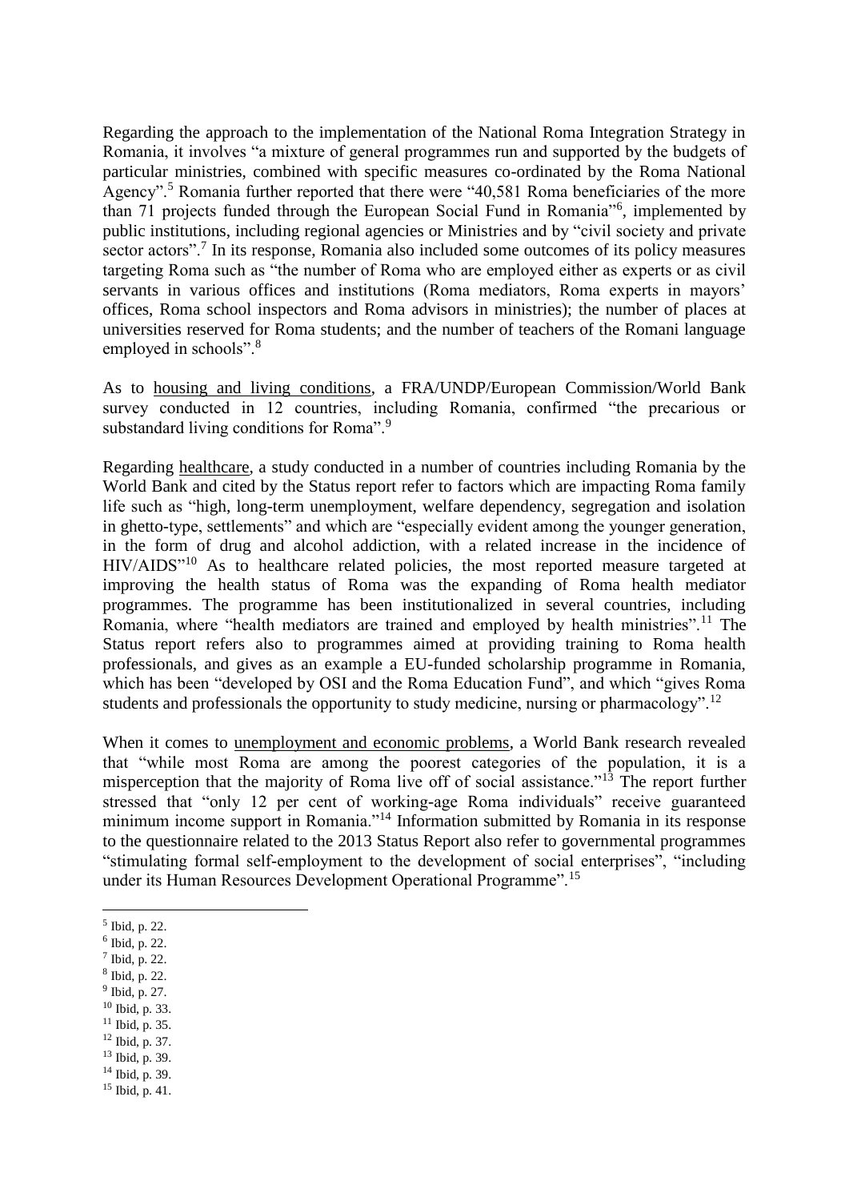Regarding the approach to the implementation of the National Roma Integration Strategy in Romania, it involves "a mixture of general programmes run and supported by the budgets of particular ministries, combined with specific measures co-ordinated by the Roma National Agency".[5] Romania further reported that there were "40,581 Roma beneficiaries of the more than 71 projects funded through the European Social Fund in Romania"[6], implemented by public institutions, including regional agencies or Ministries and by "civil society and private sector actors".[7] In its response, Romania also included some outcomes of its policy measures targeting Roma such as "the number of Roma who are employed either as experts or as civil servants in various offices and institutions (Roma mediators, Roma experts in mayors' offices, Roma school inspectors and Roma advisors in ministries); the number of places at universities reserved for Roma students; and the number of teachers of the Romani language employed in schools".[8]

As to housing and living conditions, a FRA/UNDP/European Commission/World Bank survey conducted in 12 countries, including Romania, confirmed "the precarious or substandard living conditions for Roma".[9]

Regarding healthcare, a study conducted in a number of countries including Romania by the World Bank and cited by the Status report refer to factors which are impacting Roma family life such as "high, long-term unemployment, welfare dependency, segregation and isolation in ghetto-type, settlements" and which are "especially evident among the younger generation, in the form of drug and alcohol addiction, with a related increase in the incidence of HIV/AIDS"[10] As to healthcare related policies, the most reported measure targeted at improving the health status of Roma was the expanding of Roma health mediator programmes. The programme has been institutionalized in several countries, including Romania, where "health mediators are trained and employed by health ministries".[11] The Status report refers also to programmes aimed at providing training to Roma health professionals, and gives as an example a EU-funded scholarship programme in Romania, which has been "developed by OSI and the Roma Education Fund", and which "gives Roma students and professionals the opportunity to study medicine, nursing or pharmacology".[12]

When it comes to unemployment and economic problems, a World Bank research revealed that "while most Roma are among the poorest categories of the population, it is a misperception that the majority of Roma live off of social assistance."[13] The report further stressed that "only 12 per cent of working-age Roma individuals" receive guaranteed minimum income support in Romania."[14] Information submitted by Romania in its response to the questionnaire related to the 2013 Status Report also refer to governmental programmes "stimulating formal self-employment to the development of social enterprises", "including under its Human Resources Development Operational Programme".[15]

---

[5] Ibid, p. 22.
[6] Ibid, p. 22.
[7] Ibid, p. 22.
[8] Ibid, p. 22.
[9] Ibid, p. 27.
[10] Ibid, p. 33.
[11] Ibid, p. 35.
[12] Ibid, p. 37.
[13] Ibid, p. 39.
[14] Ibid, p. 39.
[15] Ibid, p. 41.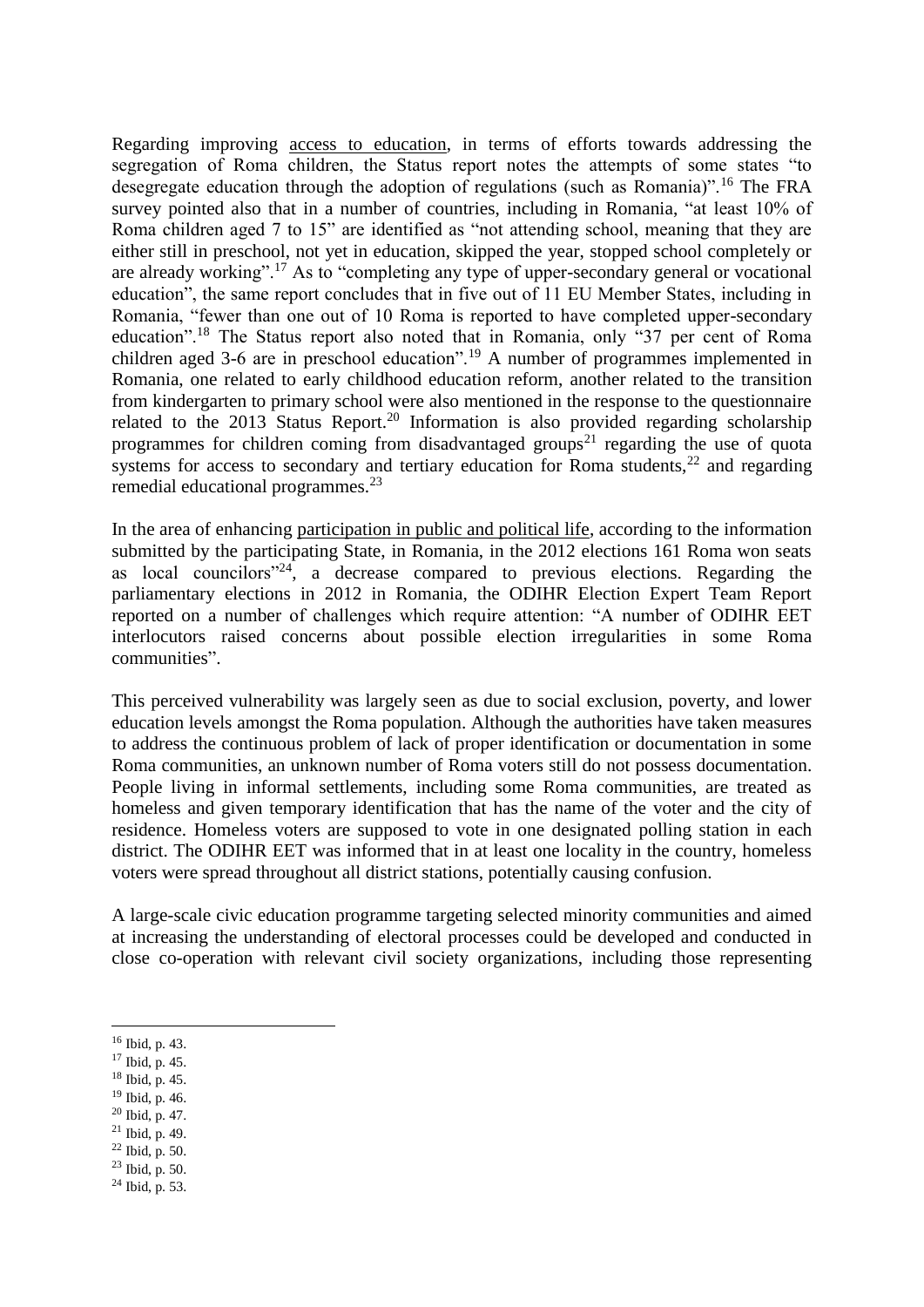Regarding improving access to education, in terms of efforts towards addressing the segregation of Roma children, the Status report notes the attempts of some states "to desegregate education through the adoption of regulations (such as Romania)".[16] The FRA survey pointed also that in a number of countries, including in Romania, "at least 10% of Roma children aged 7 to 15" are identified as "not attending school, meaning that they are either still in preschool, not yet in education, skipped the year, stopped school completely or are already working".[17] As to "completing any type of upper-secondary general or vocational education", the same report concludes that in five out of 11 EU Member States, including in Romania, "fewer than one out of 10 Roma is reported to have completed upper-secondary education".[18] The Status report also noted that in Romania, only "37 per cent of Roma children aged 3-6 are in preschool education".[19] A number of programmes implemented in Romania, one related to early childhood education reform, another related to the transition from kindergarten to primary school were also mentioned in the response to the questionnaire related to the 2013 Status Report.[20] Information is also provided regarding scholarship programmes for children coming from disadvantaged groups[21] regarding the use of quota systems for access to secondary and tertiary education for Roma students,[22] and regarding remedial educational programmes.[23]

In the area of enhancing participation in public and political life, according to the information submitted by the participating State, in Romania, in the 2012 elections 161 Roma won seats as local councilors"[24], a decrease compared to previous elections. Regarding the parliamentary elections in 2012 in Romania, the ODIHR Election Expert Team Report reported on a number of challenges which require attention: "A number of ODIHR EET interlocutors raised concerns about possible election irregularities in some Roma communities".

This perceived vulnerability was largely seen as due to social exclusion, poverty, and lower education levels amongst the Roma population. Although the authorities have taken measures to address the continuous problem of lack of proper identification or documentation in some Roma communities, an unknown number of Roma voters still do not possess documentation. People living in informal settlements, including some Roma communities, are treated as homeless and given temporary identification that has the name of the voter and the city of residence. Homeless voters are supposed to vote in one designated polling station in each district. The ODIHR EET was informed that in at least one locality in the country, homeless voters were spread throughout all district stations, potentially causing confusion.

A large-scale civic education programme targeting selected minority communities and aimed at increasing the understanding of electoral processes could be developed and conducted in close co-operation with relevant civil society organizations, including those representing

---

[16] Ibid, p. 43.
[17] Ibid, p. 45.
[18] Ibid, p. 45.
[19] Ibid, p. 46.
[20] Ibid, p. 47.
[21] Ibid, p. 49.
[22] Ibid, p. 50.
[23] Ibid, p. 50.
[24] Ibid, p. 53.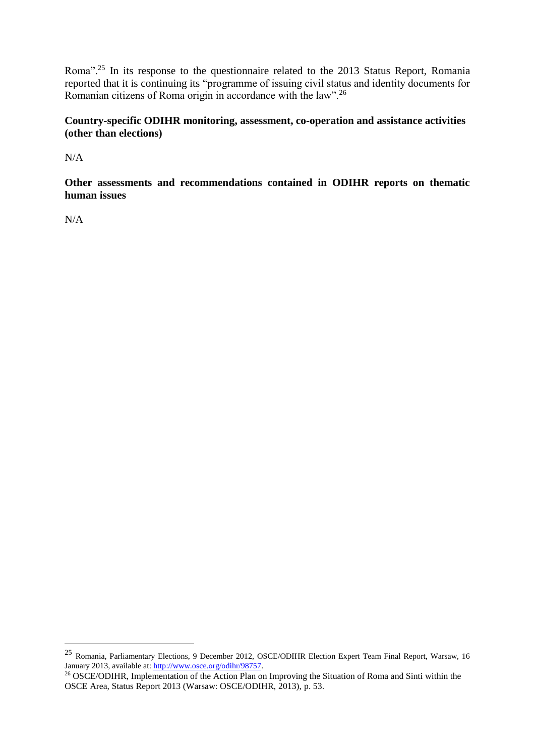Roma".[25] In its response to the questionnaire related to the 2013 Status Report, Romania reported that it is continuing its "programme of issuing civil status and identity documents for Romanian citizens of Roma origin in accordance with the law".[26]

**Country-specific ODIHR monitoring, assessment, co-operation and assistance activities (other than elections)**

N/A

**Other assessments and recommendations contained in ODIHR reports on thematic human issues**

N/A

---

[25] Romania, Parliamentary Elections, 9 December 2012, OSCE/ODIHR Election Expert Team Final Report, Warsaw, 16 January 2013, available at: http://www.osce.org/odihr/98757.

[26] OSCE/ODIHR, Implementation of the Action Plan on Improving the Situation of Roma and Sinti within the OSCE Area, Status Report 2013 (Warsaw: OSCE/ODIHR, 2013), p. 53.